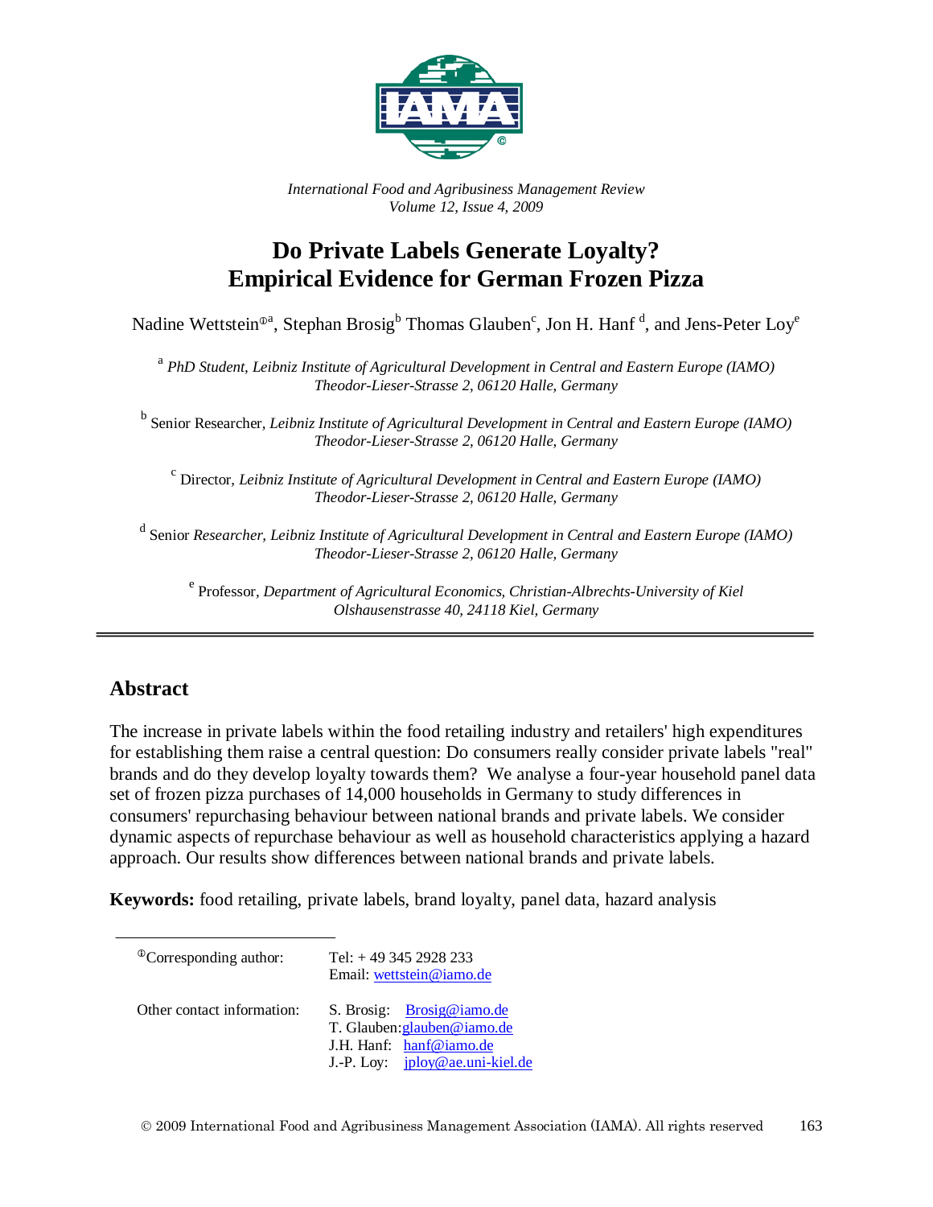*International Food and Agribusiness Management Review*
*Volume 12, Issue 4, 2009*

# Do Private Labels Generate Loyalty? Empirical Evidence for German Frozen Pizza

Nadine Wettstein[ⓘa], Stephan Brosig[b] Thomas Glauben[c], Jon H. Hanf [d], and Jens-Peter Loy[e]

[a] *PhD Student, Leibniz Institute of Agricultural Development in Central and Eastern Europe (IAMO)*
*Theodor-Lieser-Strasse 2, 06120 Halle, Germany*

[b] Senior Researcher, *Leibniz Institute of Agricultural Development in Central and Eastern Europe (IAMO)*
*Theodor-Lieser-Strasse 2, 06120 Halle, Germany*

[c] Director, *Leibniz Institute of Agricultural Development in Central and Eastern Europe (IAMO)*
*Theodor-Lieser-Strasse 2, 06120 Halle, Germany*

[d] Senior *Researcher, Leibniz Institute of Agricultural Development in Central and Eastern Europe (IAMO)*
*Theodor-Lieser-Strasse 2, 06120 Halle, Germany*

[e] Professor, *Department of Agricultural Economics, Christian-Albrechts-University of Kiel*
*Olshausenstrasse 40, 24118 Kiel, Germany*

---

## Abstract

The increase in private labels within the food retailing industry and retailers' high expenditures for establishing them raise a central question: Do consumers really consider private labels "real" brands and do they develop loyalty towards them? We analyse a four-year household panel data set of frozen pizza purchases of 14,000 households in Germany to study differences in consumers' repurchasing behaviour between national brands and private labels. We consider dynamic aspects of repurchase behaviour as well as household characteristics applying a hazard approach. Our results show differences between national brands and private labels.

**Keywords:** food retailing, private labels, brand loyalty, panel data, hazard analysis

---

| | |
|---|---|
| ⓘCorresponding author: | Tel: + 49 345 2928 233<br>Email: wettstein@iamo.de |
| Other contact information: | S. Brosig: Brosig@iamo.de<br>T. Glauben: glauben@iamo.de<br>J.H. Hanf: hanf@iamo.de<br>J.-P. Loy: jploy@ae.uni-kiel.de |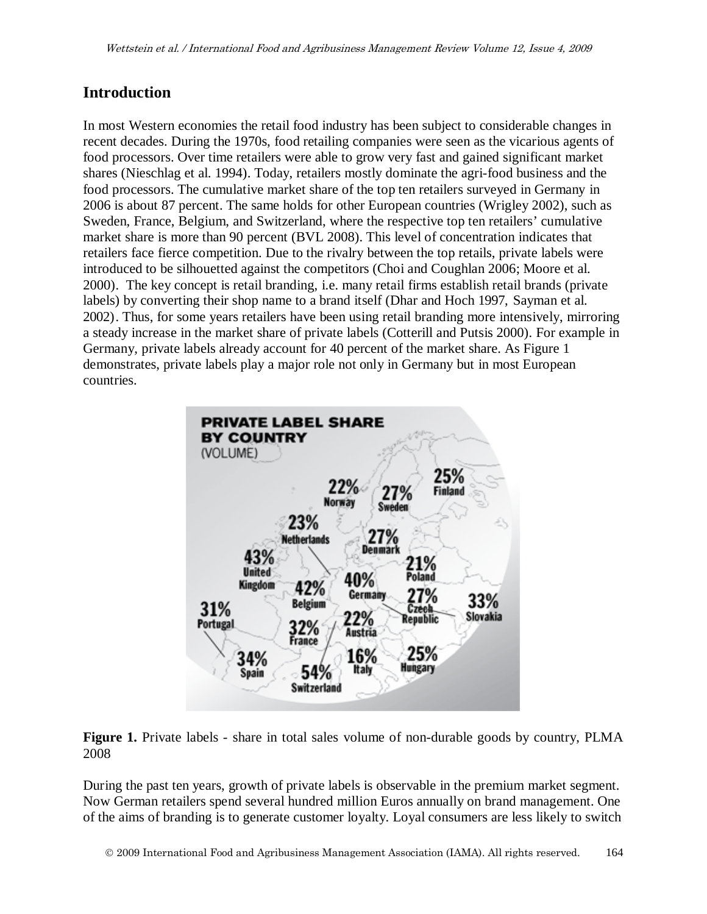## Introduction

In most Western economies the retail food industry has been subject to considerable changes in recent decades. During the 1970s, food retailing companies were seen as the vicarious agents of food processors. Over time retailers were able to grow very fast and gained significant market shares (Nieschlag et al. 1994). Today, retailers mostly dominate the agri-food business and the food processors. The cumulative market share of the top ten retailers surveyed in Germany in 2006 is about 87 percent. The same holds for other European countries (Wrigley 2002), such as Sweden, France, Belgium, and Switzerland, where the respective top ten retailers' cumulative market share is more than 90 percent (BVL 2008). This level of concentration indicates that retailers face fierce competition. Due to the rivalry between the top retails, private labels were introduced to be silhouetted against the competitors (Choi and Coughlan 2006; Moore et al. 2000). The key concept is retail branding, i.e. many retail firms establish retail brands (private labels) by converting their shop name to a brand itself (Dhar and Hoch 1997, Sayman et al. 2002). Thus, for some years retailers have been using retail branding more intensively, mirroring a steady increase in the market share of private labels (Cotterill and Putsis 2000). For example in Germany, private labels already account for 40 percent of the market share. As Figure 1 demonstrates, private labels play a major role not only in Germany but in most European countries.

**PRIVATE LABEL SHARE BY COUNTRY (VOLUME)**

| Country | Share |
|---|---|
| Norway | 22% |
| Sweden | 27% |
| Finland | 25% |
| Netherlands | 23% |
| Denmark | 27% |
| United Kingdom | 43% |
| Belgium | 42% |
| Germany | 40% |
| Poland | 21% |
| Czech Republic | 27% |
| Slovakia | 33% |
| Portugal | 31% |
| France | 32% |
| Austria | 22% |
| Spain | 34% |
| Switzerland | 54% |
| Italy | 16% |
| Hungary | 25% |

**Figure 1.** Private labels - share in total sales volume of non-durable goods by country, PLMA 2008

During the past ten years, growth of private labels is observable in the premium market segment. Now German retailers spend several hundred million Euros annually on brand management. One of the aims of branding is to generate customer loyalty. Loyal consumers are less likely to switch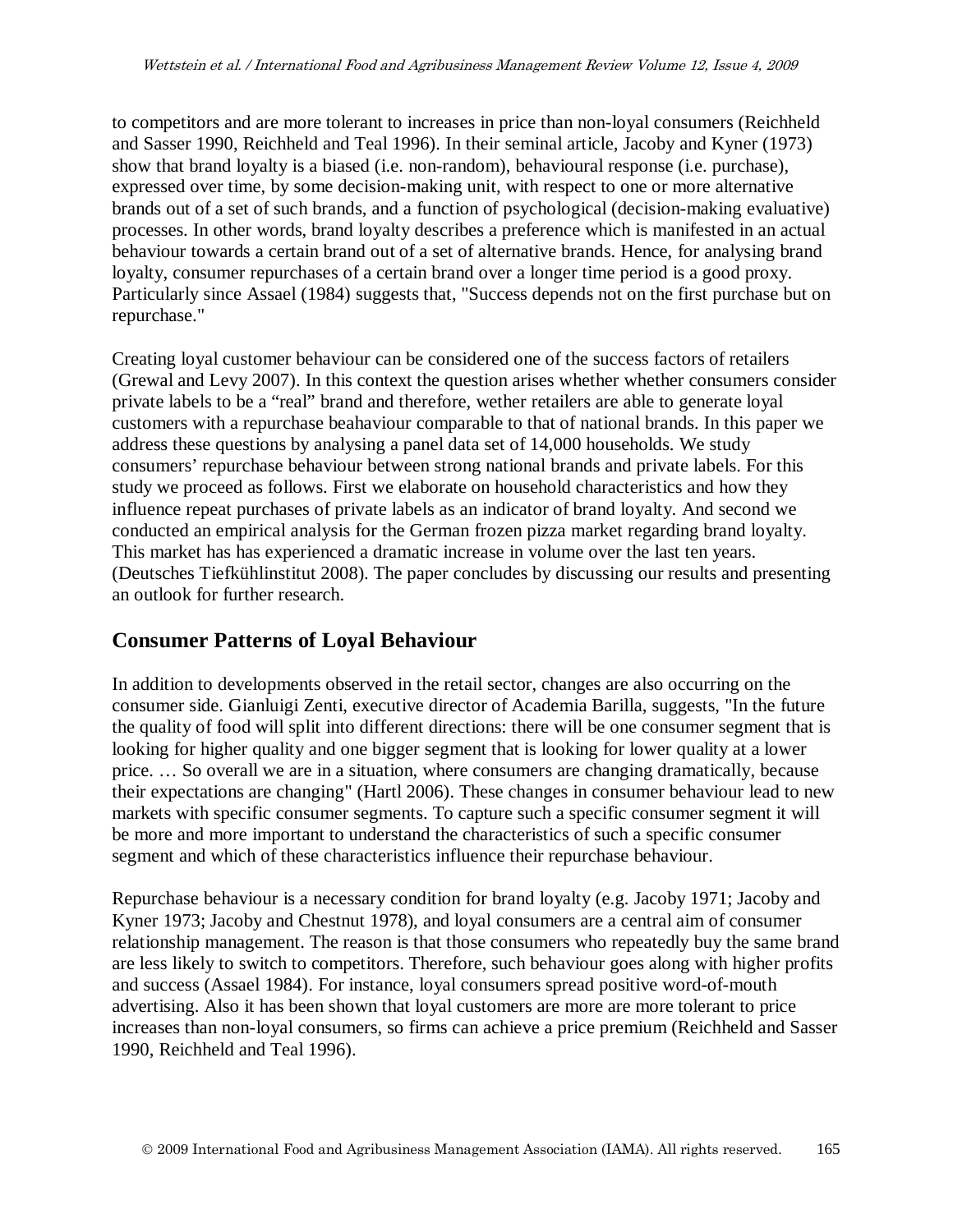to competitors and are more tolerant to increases in price than non-loyal consumers (Reichheld and Sasser 1990, Reichheld and Teal 1996). In their seminal article, Jacoby and Kyner (1973) show that brand loyalty is a biased (i.e. non-random), behavioural response (i.e. purchase), expressed over time, by some decision-making unit, with respect to one or more alternative brands out of a set of such brands, and a function of psychological (decision-making evaluative) processes. In other words, brand loyalty describes a preference which is manifested in an actual behaviour towards a certain brand out of a set of alternative brands. Hence, for analysing brand loyalty, consumer repurchases of a certain brand over a longer time period is a good proxy. Particularly since Assael (1984) suggests that, "Success depends not on the first purchase but on repurchase."

Creating loyal customer behaviour can be considered one of the success factors of retailers (Grewal and Levy 2007). In this context the question arises whether whether consumers consider private labels to be a "real" brand and therefore, wether retailers are able to generate loyal customers with a repurchase beahaviour comparable to that of national brands. In this paper we address these questions by analysing a panel data set of 14,000 households. We study consumers' repurchase behaviour between strong national brands and private labels. For this study we proceed as follows. First we elaborate on household characteristics and how they influence repeat purchases of private labels as an indicator of brand loyalty. And second we conducted an empirical analysis for the German frozen pizza market regarding brand loyalty. This market has has experienced a dramatic increase in volume over the last ten years. (Deutsches Tiefkühlinstitut 2008). The paper concludes by discussing our results and presenting an outlook for further research.

## Consumer Patterns of Loyal Behaviour

In addition to developments observed in the retail sector, changes are also occurring on the consumer side. Gianluigi Zenti, executive director of Academia Barilla, suggests, "In the future the quality of food will split into different directions: there will be one consumer segment that is looking for higher quality and one bigger segment that is looking for lower quality at a lower price. … So overall we are in a situation, where consumers are changing dramatically, because their expectations are changing" (Hartl 2006). These changes in consumer behaviour lead to new markets with specific consumer segments. To capture such a specific consumer segment it will be more and more important to understand the characteristics of such a specific consumer segment and which of these characteristics influence their repurchase behaviour.

Repurchase behaviour is a necessary condition for brand loyalty (e.g. Jacoby 1971; Jacoby and Kyner 1973; Jacoby and Chestnut 1978), and loyal consumers are a central aim of consumer relationship management. The reason is that those consumers who repeatedly buy the same brand are less likely to switch to competitors. Therefore, such behaviour goes along with higher profits and success (Assael 1984). For instance, loyal consumers spread positive word-of-mouth advertising. Also it has been shown that loyal customers are more are more tolerant to price increases than non-loyal consumers, so firms can achieve a price premium (Reichheld and Sasser 1990, Reichheld and Teal 1996).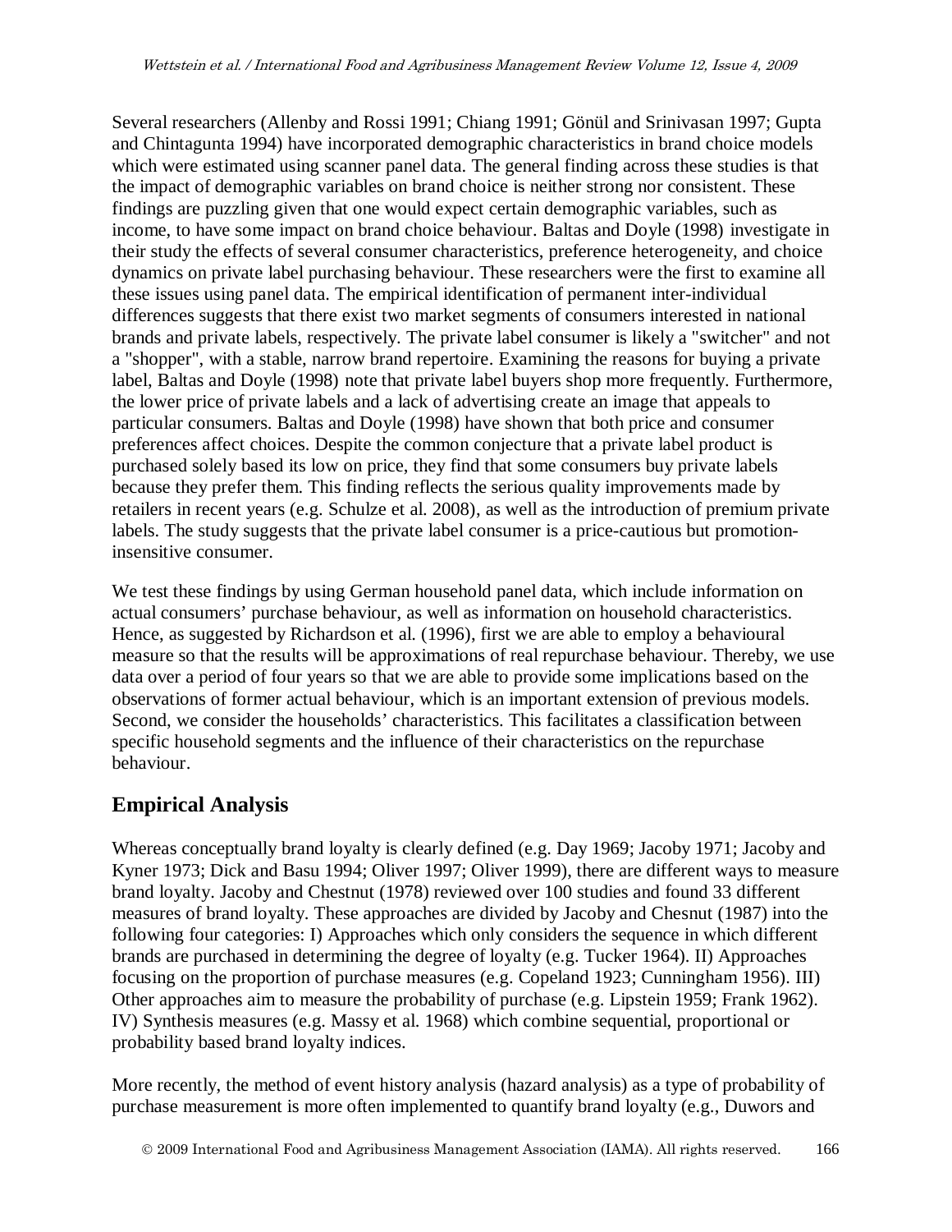Several researchers (Allenby and Rossi 1991; Chiang 1991; Gönül and Srinivasan 1997; Gupta and Chintagunta 1994) have incorporated demographic characteristics in brand choice models which were estimated using scanner panel data. The general finding across these studies is that the impact of demographic variables on brand choice is neither strong nor consistent. These findings are puzzling given that one would expect certain demographic variables, such as income, to have some impact on brand choice behaviour. Baltas and Doyle (1998) investigate in their study the effects of several consumer characteristics, preference heterogeneity, and choice dynamics on private label purchasing behaviour. These researchers were the first to examine all these issues using panel data. The empirical identification of permanent inter-individual differences suggests that there exist two market segments of consumers interested in national brands and private labels, respectively. The private label consumer is likely a "switcher" and not a "shopper", with a stable, narrow brand repertoire. Examining the reasons for buying a private label, Baltas and Doyle (1998) note that private label buyers shop more frequently. Furthermore, the lower price of private labels and a lack of advertising create an image that appeals to particular consumers. Baltas and Doyle (1998) have shown that both price and consumer preferences affect choices. Despite the common conjecture that a private label product is purchased solely based its low on price, they find that some consumers buy private labels because they prefer them. This finding reflects the serious quality improvements made by retailers in recent years (e.g. Schulze et al. 2008), as well as the introduction of premium private labels. The study suggests that the private label consumer is a price-cautious but promotion-insensitive consumer.

We test these findings by using German household panel data, which include information on actual consumers' purchase behaviour, as well as information on household characteristics. Hence, as suggested by Richardson et al. (1996), first we are able to employ a behavioural measure so that the results will be approximations of real repurchase behaviour. Thereby, we use data over a period of four years so that we are able to provide some implications based on the observations of former actual behaviour, which is an important extension of previous models. Second, we consider the households' characteristics. This facilitates a classification between specific household segments and the influence of their characteristics on the repurchase behaviour.

## Empirical Analysis

Whereas conceptually brand loyalty is clearly defined (e.g. Day 1969; Jacoby 1971; Jacoby and Kyner 1973; Dick and Basu 1994; Oliver 1997; Oliver 1999), there are different ways to measure brand loyalty. Jacoby and Chestnut (1978) reviewed over 100 studies and found 33 different measures of brand loyalty. These approaches are divided by Jacoby and Chesnut (1987) into the following four categories: I) Approaches which only considers the sequence in which different brands are purchased in determining the degree of loyalty (e.g. Tucker 1964). II) Approaches focusing on the proportion of purchase measures (e.g. Copeland 1923; Cunningham 1956). III) Other approaches aim to measure the probability of purchase (e.g. Lipstein 1959; Frank 1962). IV) Synthesis measures (e.g. Massy et al. 1968) which combine sequential, proportional or probability based brand loyalty indices.

More recently, the method of event history analysis (hazard analysis) as a type of probability of purchase measurement is more often implemented to quantify brand loyalty (e.g., Duwors and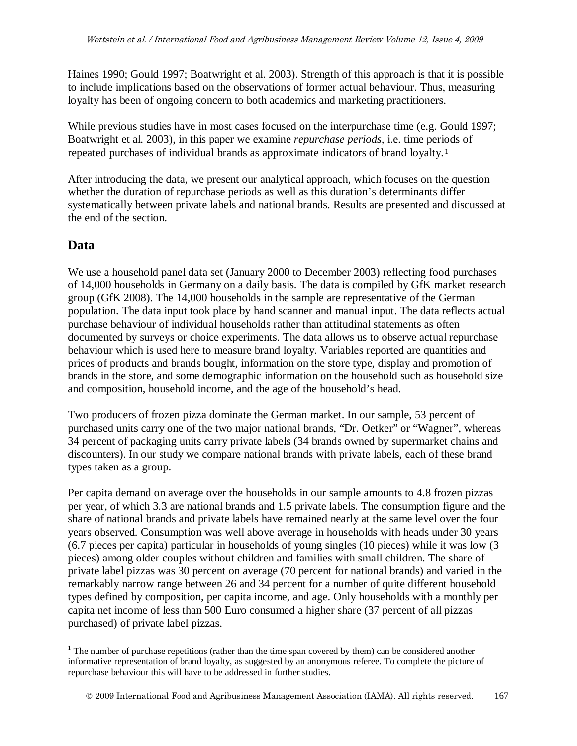Haines 1990; Gould 1997; Boatwright et al. 2003). Strength of this approach is that it is possible to include implications based on the observations of former actual behaviour. Thus, measuring loyalty has been of ongoing concern to both academics and marketing practitioners.

While previous studies have in most cases focused on the interpurchase time (e.g. Gould 1997; Boatwright et al. 2003), in this paper we examine *repurchase periods*, i.e. time periods of repeated purchases of individual brands as approximate indicators of brand loyalty.[1]

After introducing the data, we present our analytical approach, which focuses on the question whether the duration of repurchase periods as well as this duration's determinants differ systematically between private labels and national brands. Results are presented and discussed at the end of the section.

## Data

We use a household panel data set (January 2000 to December 2003) reflecting food purchases of 14,000 households in Germany on a daily basis. The data is compiled by GfK market research group (GfK 2008). The 14,000 households in the sample are representative of the German population. The data input took place by hand scanner and manual input. The data reflects actual purchase behaviour of individual households rather than attitudinal statements as often documented by surveys or choice experiments. The data allows us to observe actual repurchase behaviour which is used here to measure brand loyalty. Variables reported are quantities and prices of products and brands bought, information on the store type, display and promotion of brands in the store, and some demographic information on the household such as household size and composition, household income, and the age of the household's head.

Two producers of frozen pizza dominate the German market. In our sample, 53 percent of purchased units carry one of the two major national brands, "Dr. Oetker" or "Wagner", whereas 34 percent of packaging units carry private labels (34 brands owned by supermarket chains and discounters). In our study we compare national brands with private labels, each of these brand types taken as a group.

Per capita demand on average over the households in our sample amounts to 4.8 frozen pizzas per year, of which 3.3 are national brands and 1.5 private labels. The consumption figure and the share of national brands and private labels have remained nearly at the same level over the four years observed. Consumption was well above average in households with heads under 30 years (6.7 pieces per capita) particular in households of young singles (10 pieces) while it was low (3 pieces) among older couples without children and families with small children. The share of private label pizzas was 30 percent on average (70 percent for national brands) and varied in the remarkably narrow range between 26 and 34 percent for a number of quite different household types defined by composition, per capita income, and age. Only households with a monthly per capita net income of less than 500 Euro consumed a higher share (37 percent of all pizzas purchased) of private label pizzas.

---

[1] The number of purchase repetitions (rather than the time span covered by them) can be considered another informative representation of brand loyalty, as suggested by an anonymous referee. To complete the picture of repurchase behaviour this will have to be addressed in further studies.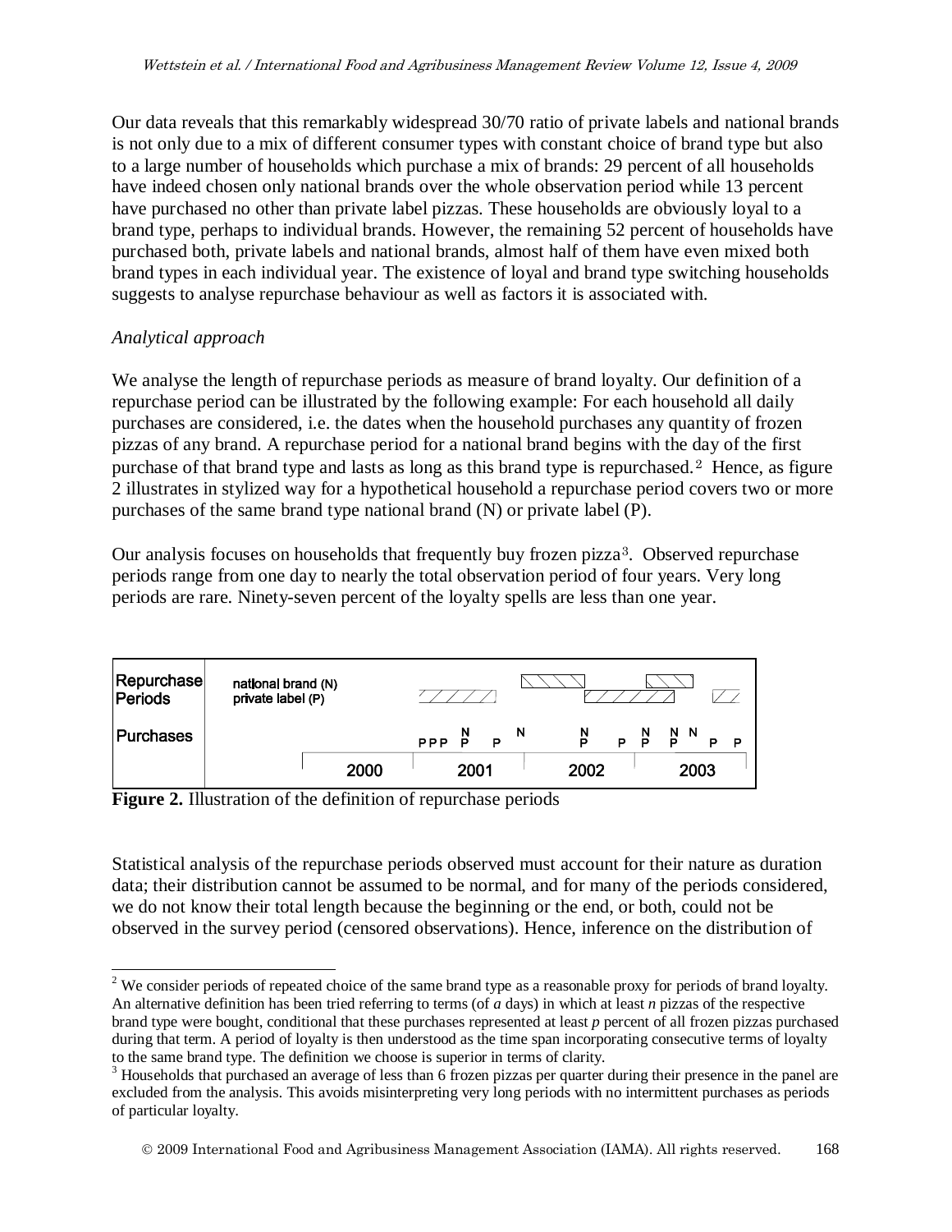Our data reveals that this remarkably widespread 30/70 ratio of private labels and national brands is not only due to a mix of different consumer types with constant choice of brand type but also to a large number of households which purchase a mix of brands: 29 percent of all households have indeed chosen only national brands over the whole observation period while 13 percent have purchased no other than private label pizzas. These households are obviously loyal to a brand type, perhaps to individual brands. However, the remaining 52 percent of households have purchased both, private labels and national brands, almost half of them have even mixed both brand types in each individual year. The existence of loyal and brand type switching households suggests to analyse repurchase behaviour as well as factors it is associated with.

*Analytical approach*

We analyse the length of repurchase periods as measure of brand loyalty. Our definition of a repurchase period can be illustrated by the following example: For each household all daily purchases are considered, i.e. the dates when the household purchases any quantity of frozen pizzas of any brand. A repurchase period for a national brand begins with the day of the first purchase of that brand type and lasts as long as this brand type is repurchased.[2] Hence, as figure 2 illustrates in stylized way for a hypothetical household a repurchase period covers two or more purchases of the same brand type national brand (N) or private label (P).

Our analysis focuses on households that frequently buy frozen pizza[3]. Observed repurchase periods range from one day to nearly the total observation period of four years. Very long periods are rare. Ninety-seven percent of the loyalty spells are less than one year.

| Repurchase Periods | national brand (N) / private label (P) |
|---|---|
| Purchases | PPP N/P P N N/P P N/P N/P N P P |
| | 2000 2001 2002 2003 |

**Figure 2.** Illustration of the definition of repurchase periods

Statistical analysis of the repurchase periods observed must account for their nature as duration data; their distribution cannot be assumed to be normal, and for many of the periods considered, we do not know their total length because the beginning or the end, or both, could not be observed in the survey period (censored observations). Hence, inference on the distribution of

[2] We consider periods of repeated choice of the same brand type as a reasonable proxy for periods of brand loyalty. An alternative definition has been tried referring to terms (of *a* days) in which at least *n* pizzas of the respective brand type were bought, conditional that these purchases represented at least *p* percent of all frozen pizzas purchased during that term. A period of loyalty is then understood as the time span incorporating consecutive terms of loyalty to the same brand type. The definition we choose is superior in terms of clarity.

[3] Households that purchased an average of less than 6 frozen pizzas per quarter during their presence in the panel are excluded from the analysis. This avoids misinterpreting very long periods with no intermittent purchases as periods of particular loyalty.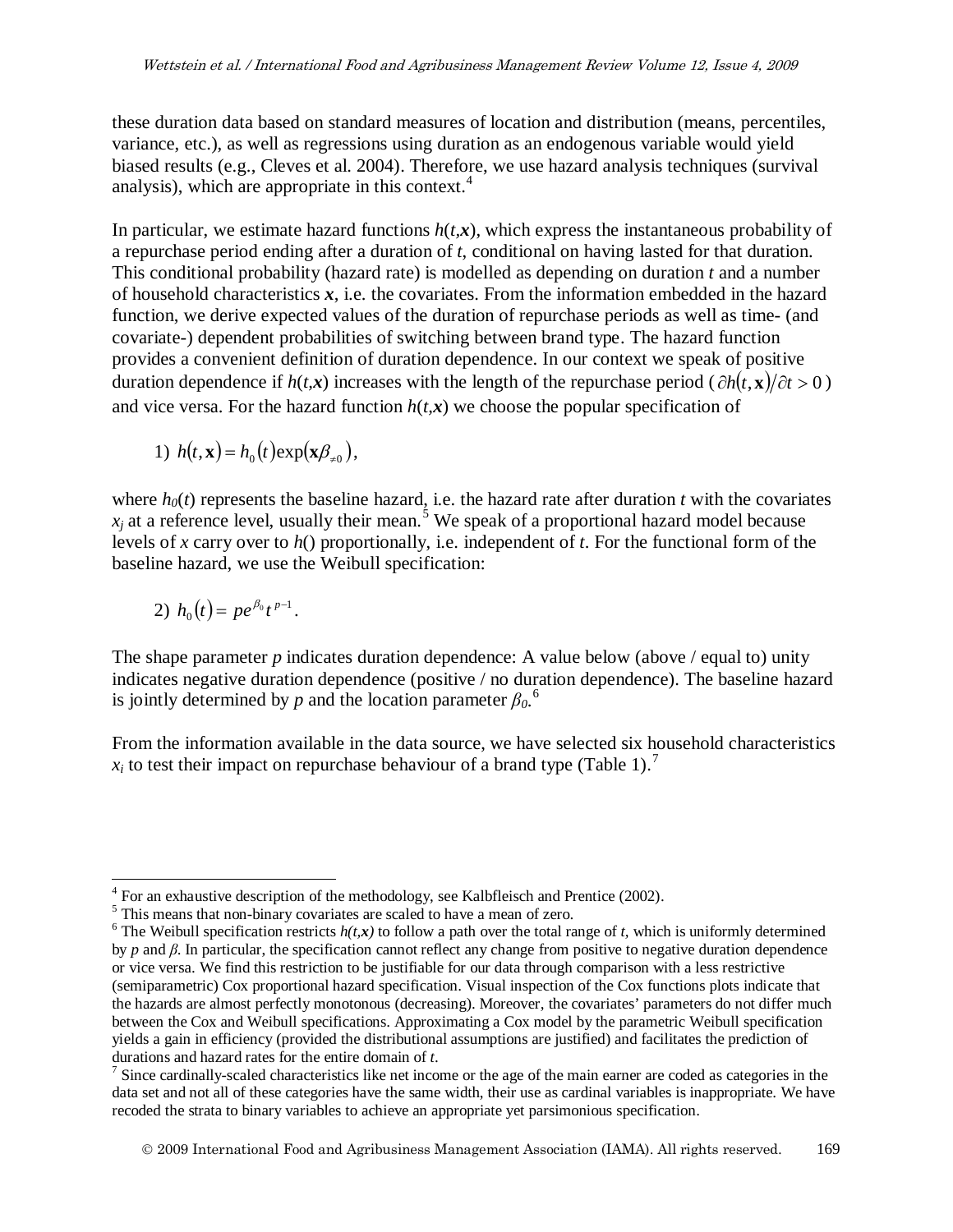these duration data based on standard measures of location and distribution (means, percentiles, variance, etc.), as well as regressions using duration as an endogenous variable would yield biased results (e.g., Cleves et al. 2004). Therefore, we use hazard analysis techniques (survival analysis), which are appropriate in this context.[4]

In particular, we estimate hazard functions $h(t,\mathbf{x})$, which express the instantaneous probability of a repurchase period ending after a duration of $t$, conditional on having lasted for that duration. This conditional probability (hazard rate) is modelled as depending on duration $t$ and a number of household characteristics $\mathbf{x}$, i.e. the covariates. From the information embedded in the hazard function, we derive expected values of the duration of repurchase periods as well as time- (and covariate-) dependent probabilities of switching between brand type. The hazard function provides a convenient definition of duration dependence. In our context we speak of positive duration dependence if $h(t,\mathbf{x})$ increases with the length of the repurchase period ($\partial h(t,\mathbf{x})/\partial t > 0$) and vice versa. For the hazard function $h(t,\mathbf{x})$ we choose the popular specification of

$$1)\ h(t,\mathbf{x}) = h_0(t)\exp(\mathbf{x}\beta_{\neq 0}),$$

where $h_0(t)$ represents the baseline hazard, i.e. the hazard rate after duration $t$ with the covariates $x_j$ at a reference level, usually their mean.[5] We speak of a proportional hazard model because levels of $x$ carry over to $h()$ proportionally, i.e. independent of $t$. For the functional form of the baseline hazard, we use the Weibull specification:

$$2)\ h_0(t) = pe^{\beta_0}t^{p-1}.$$

The shape parameter $p$ indicates duration dependence: A value below (above / equal to) unity indicates negative duration dependence (positive / no duration dependence). The baseline hazard is jointly determined by $p$ and the location parameter $\beta_0$.[6]

From the information available in the data source, we have selected six household characteristics $x_i$ to test their impact on repurchase behaviour of a brand type (Table 1).[7]

---

[4] For an exhaustive description of the methodology, see Kalbfleisch and Prentice (2002).

[5] This means that non-binary covariates are scaled to have a mean of zero.

[6] The Weibull specification restricts $h(t,x)$ to follow a path over the total range of $t$, which is uniformly determined by $p$ and $\beta$. In particular, the specification cannot reflect any change from positive to negative duration dependence or vice versa. We find this restriction to be justifiable for our data through comparison with a less restrictive (semiparametric) Cox proportional hazard specification. Visual inspection of the Cox functions plots indicate that the hazards are almost perfectly monotonous (decreasing). Moreover, the covariates' parameters do not differ much between the Cox and Weibull specifications. Approximating a Cox model by the parametric Weibull specification yields a gain in efficiency (provided the distributional assumptions are justified) and facilitates the prediction of durations and hazard rates for the entire domain of $t$.

[7] Since cardinally-scaled characteristics like net income or the age of the main earner are coded as categories in the data set and not all of these categories have the same width, their use as cardinal variables is inappropriate. We have recoded the strata to binary variables to achieve an appropriate yet parsimonious specification.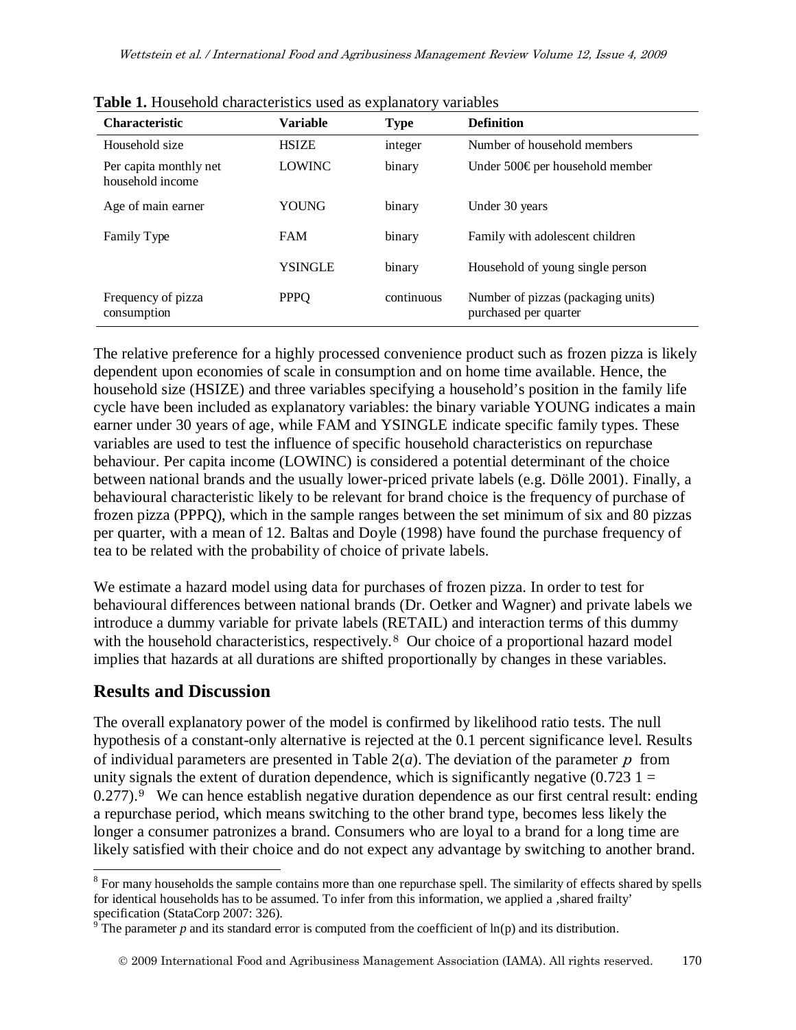**Table 1.** Household characteristics used as explanatory variables

| Characteristic | Variable | Type | Definition |
|---|---|---|---|
| Household size | HSIZE | integer | Number of household members |
| Per capita monthly net household income | LOWINC | binary | Under 500€ per household member |
| Age of main earner | YOUNG | binary | Under 30 years |
| Family Type | FAM | binary | Family with adolescent children |
| | YSINGLE | binary | Household of young single person |
| Frequency of pizza consumption | PPPQ | continuous | Number of pizzas (packaging units) purchased per quarter |

The relative preference for a highly processed convenience product such as frozen pizza is likely dependent upon economies of scale in consumption and on home time available. Hence, the household size (HSIZE) and three variables specifying a household's position in the family life cycle have been included as explanatory variables: the binary variable YOUNG indicates a main earner under 30 years of age, while FAM and YSINGLE indicate specific family types. These variables are used to test the influence of specific household characteristics on repurchase behaviour. Per capita income (LOWINC) is considered a potential determinant of the choice between national brands and the usually lower-priced private labels (e.g. Dölle 2001). Finally, a behavioural characteristic likely to be relevant for brand choice is the frequency of purchase of frozen pizza (PPPQ), which in the sample ranges between the set minimum of six and 80 pizzas per quarter, with a mean of 12. Baltas and Doyle (1998) have found the purchase frequency of tea to be related with the probability of choice of private labels.

We estimate a hazard model using data for purchases of frozen pizza. In order to test for behavioural differences between national brands (Dr. Oetker and Wagner) and private labels we introduce a dummy variable for private labels (RETAIL) and interaction terms of this dummy with the household characteristics, respectively.[8] Our choice of a proportional hazard model implies that hazards at all durations are shifted proportionally by changes in these variables.

## Results and Discussion

The overall explanatory power of the model is confirmed by likelihood ratio tests. The null hypothesis of a constant-only alternative is rejected at the 0.1 percent significance level. Results of individual parameters are presented in Table 2(*a*). The deviation of the parameter $p$ from unity signals the extent of duration dependence, which is significantly negative (0.723 1 = 0.277).[9] We can hence establish negative duration dependence as our first central result: ending a repurchase period, which means switching to the other brand type, becomes less likely the longer a consumer patronizes a brand. Consumers who are loyal to a brand for a long time are likely satisfied with their choice and do not expect any advantage by switching to another brand.

[8] For many households the sample contains more than one repurchase spell. The similarity of effects shared by spells for identical households has to be assumed. To infer from this information, we applied a ‚shared frailty' specification (StataCorp 2007: 326).

[9] The parameter $p$ and its standard error is computed from the coefficient of ln(p) and its distribution.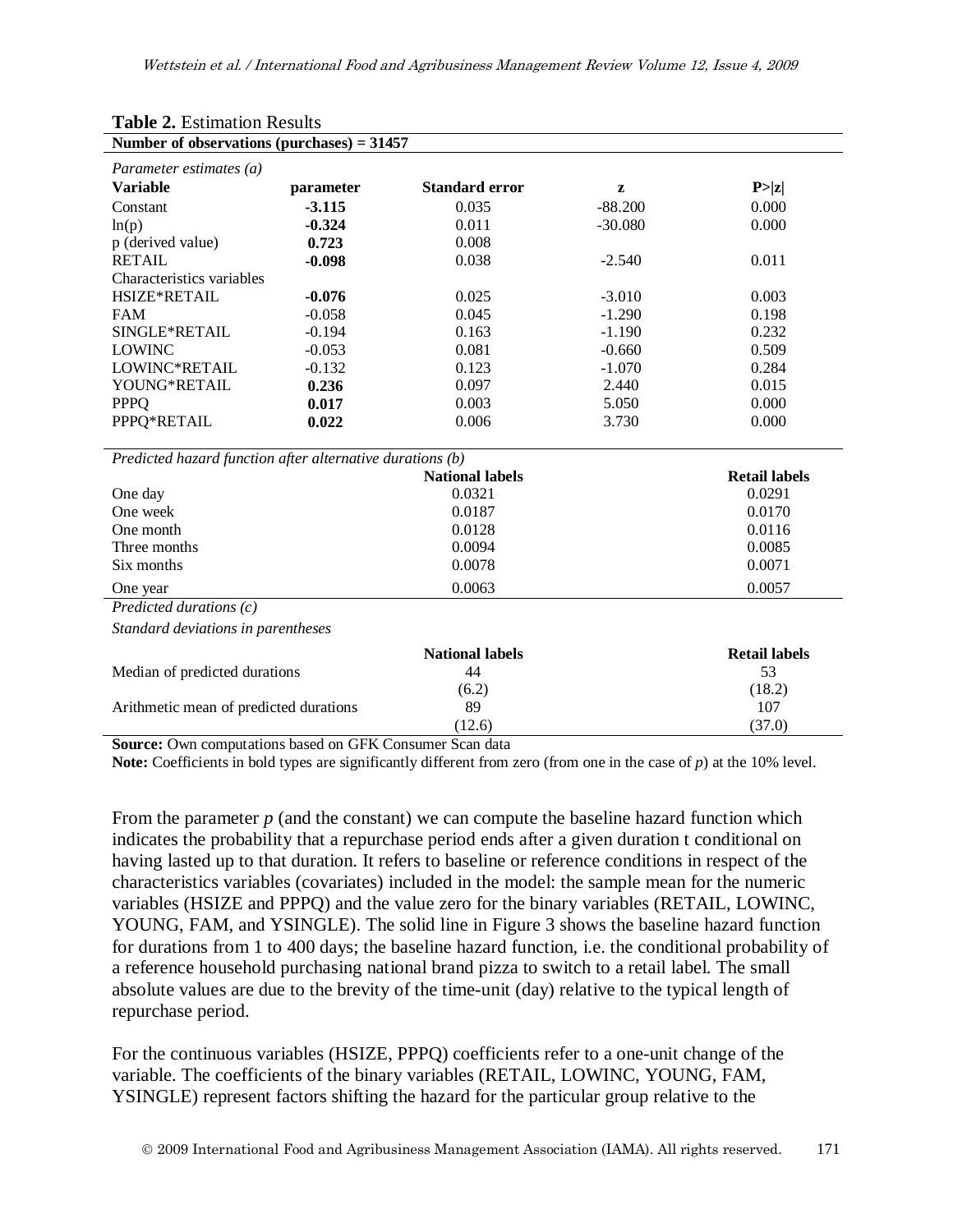**Table 2.** Estimation Results

| **Number of observations (purchases) = 31457** | | | | |
|---|---|---|---|---|
| *Parameter estimates (a)* | | | | |
| **Variable** | **parameter** | **Standard error** | **z** | **P>\|z\|** |
| Constant | **-3.115** | 0.035 | -88.200 | 0.000 |
| ln(p) | **-0.324** | 0.011 | -30.080 | 0.000 |
| p (derived value) | **0.723** | 0.008 | | |
| RETAIL | **-0.098** | 0.038 | -2.540 | 0.011 |
| Characteristics variables | | | | |
| HSIZE*RETAIL | **-0.076** | 0.025 | -3.010 | 0.003 |
| FAM | -0.058 | 0.045 | -1.290 | 0.198 |
| SINGLE*RETAIL | -0.194 | 0.163 | -1.190 | 0.232 |
| LOWINC | -0.053 | 0.081 | -0.660 | 0.509 |
| LOWINC*RETAIL | -0.132 | 0.123 | -1.070 | 0.284 |
| YOUNG*RETAIL | **0.236** | 0.097 | 2.440 | 0.015 |
| PPPQ | **0.017** | 0.003 | 5.050 | 0.000 |
| PPPQ*RETAIL | **0.022** | 0.006 | 3.730 | 0.000 |

| *Predicted hazard function after alternative durations (b)* | | |
|---|---|---|
| | **National labels** | **Retail labels** |
| One day | 0.0321 | 0.0291 |
| One week | 0.0187 | 0.0170 |
| One month | 0.0128 | 0.0116 |
| Three months | 0.0094 | 0.0085 |
| Six months | 0.0078 | 0.0071 |
| One year | 0.0063 | 0.0057 |

| *Predicted durations (c)* <br> *Standard deviations in parentheses* | | |
|---|---|---|
| | **National labels** | **Retail labels** |
| Median of predicted durations | 44 <br> (6.2) | 53 <br> (18.2) |
| Arithmetic mean of predicted durations | 89 <br> (12.6) | 107 <br> (37.0) |

**Source:** Own computations based on GFK Consumer Scan data
**Note:** Coefficients in bold types are significantly different from zero (from one in the case of *p*) at the 10% level.

From the parameter $p$ (and the constant) we can compute the baseline hazard function which indicates the probability that a repurchase period ends after a given duration t conditional on having lasted up to that duration. It refers to baseline or reference conditions in respect of the characteristics variables (covariates) included in the model: the sample mean for the numeric variables (HSIZE and PPPQ) and the value zero for the binary variables (RETAIL, LOWINC, YOUNG, FAM, and YSINGLE). The solid line in Figure 3 shows the baseline hazard function for durations from 1 to 400 days; the baseline hazard function, i.e. the conditional probability of a reference household purchasing national brand pizza to switch to a retail label. The small absolute values are due to the brevity of the time-unit (day) relative to the typical length of repurchase period.

For the continuous variables (HSIZE, PPPQ) coefficients refer to a one-unit change of the variable. The coefficients of the binary variables (RETAIL, LOWINC, YOUNG, FAM, YSINGLE) represent factors shifting the hazard for the particular group relative to the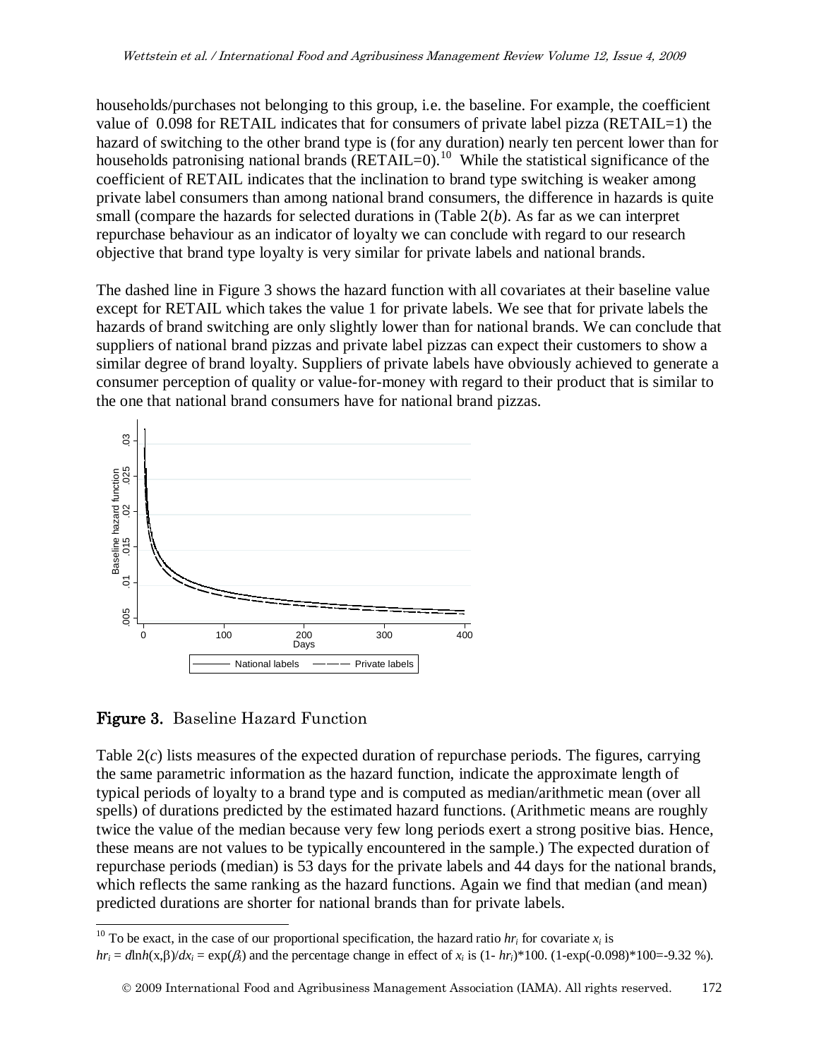households/purchases not belonging to this group, i.e. the baseline. For example, the coefficient value of 0.098 for RETAIL indicates that for consumers of private label pizza (RETAIL=1) the hazard of switching to the other brand type is (for any duration) nearly ten percent lower than for households patronising national brands (RETAIL=0).[10] While the statistical significance of the coefficient of RETAIL indicates that the inclination to brand type switching is weaker among private label consumers than among national brand consumers, the difference in hazards is quite small (compare the hazards for selected durations in (Table 2(*b*). As far as we can interpret repurchase behaviour as an indicator of loyalty we can conclude with regard to our research objective that brand type loyalty is very similar for private labels and national brands.

The dashed line in Figure 3 shows the hazard function with all covariates at their baseline value except for RETAIL which takes the value 1 for private labels. We see that for private labels the hazards of brand switching are only slightly lower than for national brands. We can conclude that suppliers of national brand pizzas and private label pizzas can expect their customers to show a similar degree of brand loyalty. Suppliers of private labels have obviously achieved to generate a consumer perception of quality or value-for-money with regard to their product that is similar to the one that national brand consumers have for national brand pizzas.

**Figure 3.** Baseline Hazard Function

Table 2(*c*) lists measures of the expected duration of repurchase periods. The figures, carrying the same parametric information as the hazard function, indicate the approximate length of typical periods of loyalty to a brand type and is computed as median/arithmetic mean (over all spells) of durations predicted by the estimated hazard functions. (Arithmetic means are roughly twice the value of the median because very few long periods exert a strong positive bias. Hence, these means are not values to be typically encountered in the sample.) The expected duration of repurchase periods (median) is 53 days for the private labels and 44 days for the national brands, which reflects the same ranking as the hazard functions. Again we find that median (and mean) predicted durations are shorter for national brands than for private labels.

---

[10] To be exact, in the case of our proportional specification, the hazard ratio $hr_i$ for covariate $x_i$ is $hr_i = d\ln h(x,\beta)/dx_i = \exp(\beta_i)$ and the percentage change in effect of $x_i$ is $(1- hr_i)*100$. $(1-\exp(-0.098)*100=-9.32\ \%)$.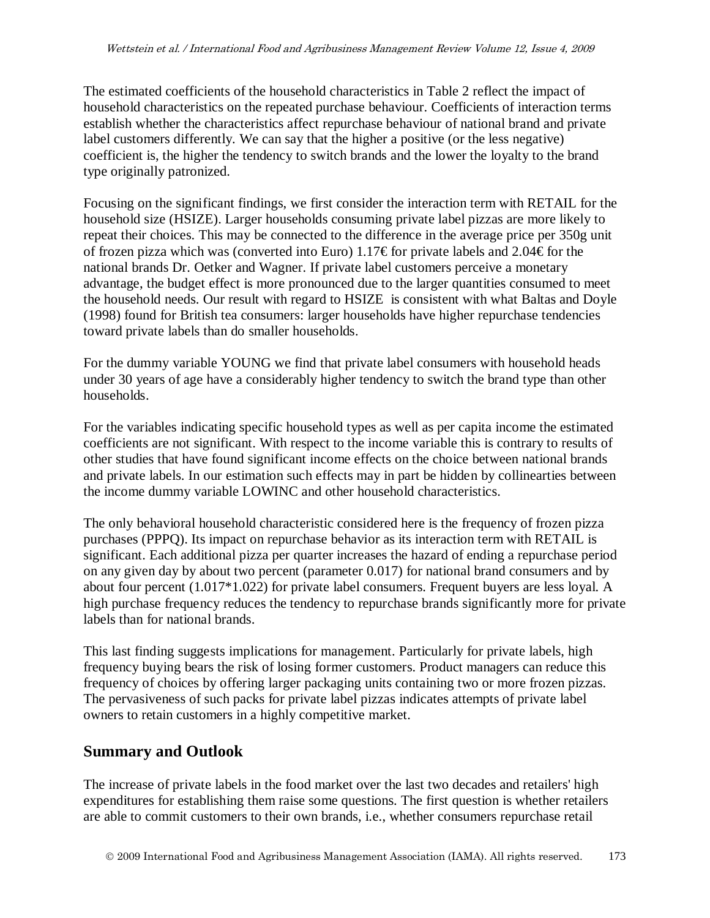The estimated coefficients of the household characteristics in Table 2 reflect the impact of household characteristics on the repeated purchase behaviour. Coefficients of interaction terms establish whether the characteristics affect repurchase behaviour of national brand and private label customers differently. We can say that the higher a positive (or the less negative) coefficient is, the higher the tendency to switch brands and the lower the loyalty to the brand type originally patronized.

Focusing on the significant findings, we first consider the interaction term with RETAIL for the household size (HSIZE). Larger households consuming private label pizzas are more likely to repeat their choices. This may be connected to the difference in the average price per 350g unit of frozen pizza which was (converted into Euro) 1.17€ for private labels and 2.04€ for the national brands Dr. Oetker and Wagner. If private label customers perceive a monetary advantage, the budget effect is more pronounced due to the larger quantities consumed to meet the household needs. Our result with regard to HSIZE is consistent with what Baltas and Doyle (1998) found for British tea consumers: larger households have higher repurchase tendencies toward private labels than do smaller households.

For the dummy variable YOUNG we find that private label consumers with household heads under 30 years of age have a considerably higher tendency to switch the brand type than other households.

For the variables indicating specific household types as well as per capita income the estimated coefficients are not significant. With respect to the income variable this is contrary to results of other studies that have found significant income effects on the choice between national brands and private labels. In our estimation such effects may in part be hidden by collinearties between the income dummy variable LOWINC and other household characteristics.

The only behavioral household characteristic considered here is the frequency of frozen pizza purchases (PPPQ). Its impact on repurchase behavior as its interaction term with RETAIL is significant. Each additional pizza per quarter increases the hazard of ending a repurchase period on any given day by about two percent (parameter 0.017) for national brand consumers and by about four percent (1.017*1.022) for private label consumers. Frequent buyers are less loyal. A high purchase frequency reduces the tendency to repurchase brands significantly more for private labels than for national brands.

This last finding suggests implications for management. Particularly for private labels, high frequency buying bears the risk of losing former customers. Product managers can reduce this frequency of choices by offering larger packaging units containing two or more frozen pizzas. The pervasiveness of such packs for private label pizzas indicates attempts of private label owners to retain customers in a highly competitive market.

## Summary and Outlook

The increase of private labels in the food market over the last two decades and retailers' high expenditures for establishing them raise some questions. The first question is whether retailers are able to commit customers to their own brands, i.e., whether consumers repurchase retail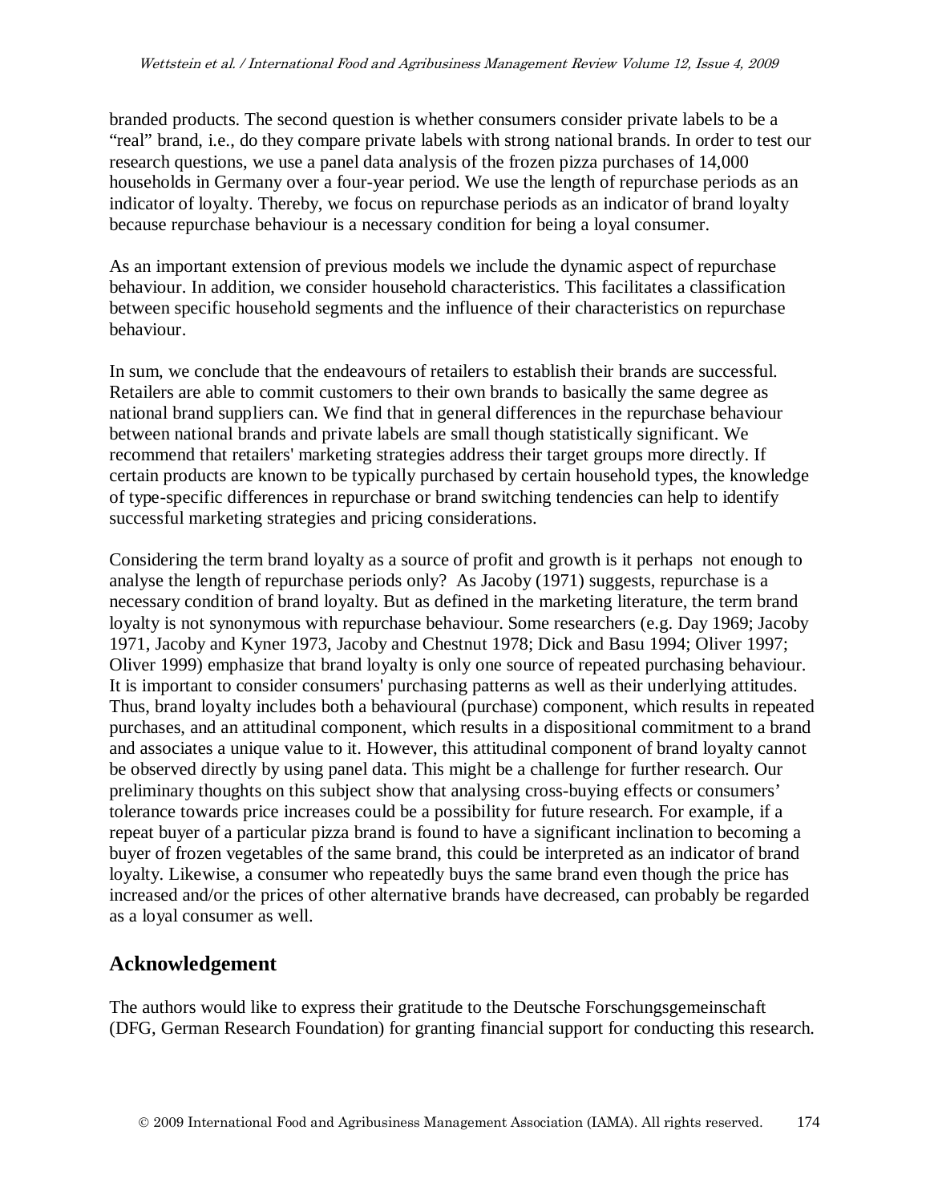branded products. The second question is whether consumers consider private labels to be a "real" brand, i.e., do they compare private labels with strong national brands. In order to test our research questions, we use a panel data analysis of the frozen pizza purchases of 14,000 households in Germany over a four-year period. We use the length of repurchase periods as an indicator of loyalty. Thereby, we focus on repurchase periods as an indicator of brand loyalty because repurchase behaviour is a necessary condition for being a loyal consumer.

As an important extension of previous models we include the dynamic aspect of repurchase behaviour. In addition, we consider household characteristics. This facilitates a classification between specific household segments and the influence of their characteristics on repurchase behaviour.

In sum, we conclude that the endeavours of retailers to establish their brands are successful. Retailers are able to commit customers to their own brands to basically the same degree as national brand suppliers can. We find that in general differences in the repurchase behaviour between national brands and private labels are small though statistically significant. We recommend that retailers' marketing strategies address their target groups more directly. If certain products are known to be typically purchased by certain household types, the knowledge of type-specific differences in repurchase or brand switching tendencies can help to identify successful marketing strategies and pricing considerations.

Considering the term brand loyalty as a source of profit and growth is it perhaps not enough to analyse the length of repurchase periods only? As Jacoby (1971) suggests, repurchase is a necessary condition of brand loyalty. But as defined in the marketing literature, the term brand loyalty is not synonymous with repurchase behaviour. Some researchers (e.g. Day 1969; Jacoby 1971, Jacoby and Kyner 1973, Jacoby and Chestnut 1978; Dick and Basu 1994; Oliver 1997; Oliver 1999) emphasize that brand loyalty is only one source of repeated purchasing behaviour. It is important to consider consumers' purchasing patterns as well as their underlying attitudes. Thus, brand loyalty includes both a behavioural (purchase) component, which results in repeated purchases, and an attitudinal component, which results in a dispositional commitment to a brand and associates a unique value to it. However, this attitudinal component of brand loyalty cannot be observed directly by using panel data. This might be a challenge for further research. Our preliminary thoughts on this subject show that analysing cross-buying effects or consumers' tolerance towards price increases could be a possibility for future research. For example, if a repeat buyer of a particular pizza brand is found to have a significant inclination to becoming a buyer of frozen vegetables of the same brand, this could be interpreted as an indicator of brand loyalty. Likewise, a consumer who repeatedly buys the same brand even though the price has increased and/or the prices of other alternative brands have decreased, can probably be regarded as a loyal consumer as well.

## Acknowledgement

The authors would like to express their gratitude to the Deutsche Forschungsgemeinschaft (DFG, German Research Foundation) for granting financial support for conducting this research.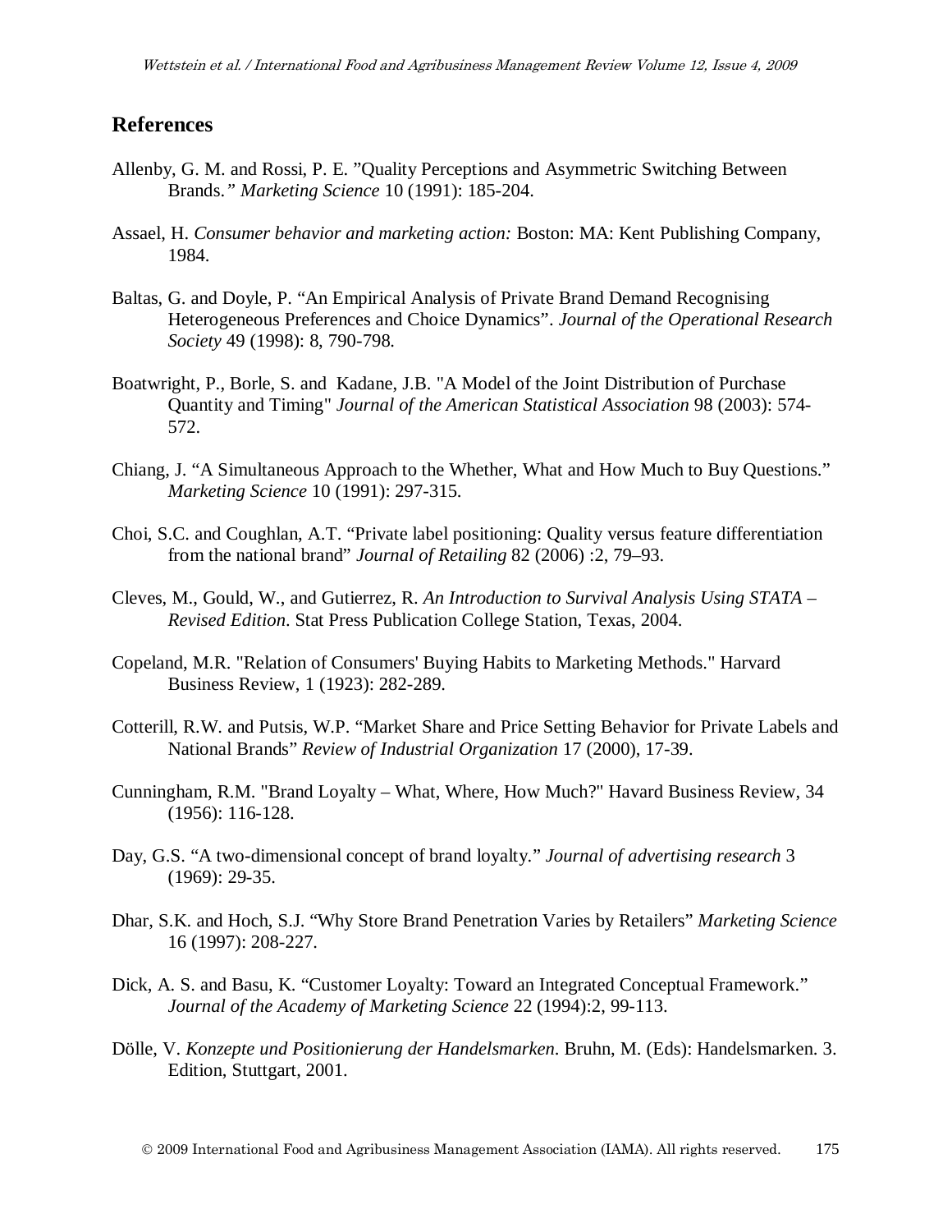## References

Allenby, G. M. and Rossi, P. E. ”Quality Perceptions and Asymmetric Switching Between Brands.*”* *Marketing Science* 10 (1991): 185-204.

Assael, H. *Consumer behavior and marketing action:* Boston: MA: Kent Publishing Company, 1984.

Baltas, G. and Doyle, P. “An Empirical Analysis of Private Brand Demand Recognising Heterogeneous Preferences and Choice Dynamics”. *Journal of the Operational Research Society* 49 (1998): 8, 790-798.

Boatwright, P., Borle, S. and Kadane, J.B. "A Model of the Joint Distribution of Purchase Quantity and Timing" *Journal of the American Statistical Association* 98 (2003): 574-572.

Chiang, J. “A Simultaneous Approach to the Whether, What and How Much to Buy Questions.” *Marketing Science* 10 (1991): 297-315.

Choi, S.C. and Coughlan, A.T. “Private label positioning: Quality versus feature differentiation from the national brand” *Journal of Retailing* 82 (2006) :2, 79–93.

Cleves, M., Gould, W., and Gutierrez, R. *An Introduction to Survival Analysis Using STATA – Revised Edition*. Stat Press Publication College Station, Texas, 2004.

Copeland, M.R. "Relation of Consumers' Buying Habits to Marketing Methods." Harvard Business Review, 1 (1923): 282-289.

Cotterill, R.W. and Putsis, W.P. “Market Share and Price Setting Behavior for Private Labels and National Brands” *Review of Industrial Organization* 17 (2000), 17-39.

Cunningham, R.M. "Brand Loyalty – What, Where, How Much?" Havard Business Review, 34 (1956): 116-128.

Day, G.S. “A two-dimensional concept of brand loyalty.” *Journal of advertising research* 3 (1969): 29-35.

Dhar, S.K. and Hoch, S.J. “Why Store Brand Penetration Varies by Retailers” *Marketing Science* 16 (1997): 208-227.

Dick, A. S. and Basu, K. “Customer Loyalty: Toward an Integrated Conceptual Framework.” *Journal of the Academy of Marketing Science* 22 (1994):2, 99-113.

Dölle, V. *Konzepte und Positionierung der Handelsmarken*. Bruhn, M. (Eds): Handelsmarken. 3. Edition, Stuttgart, 2001.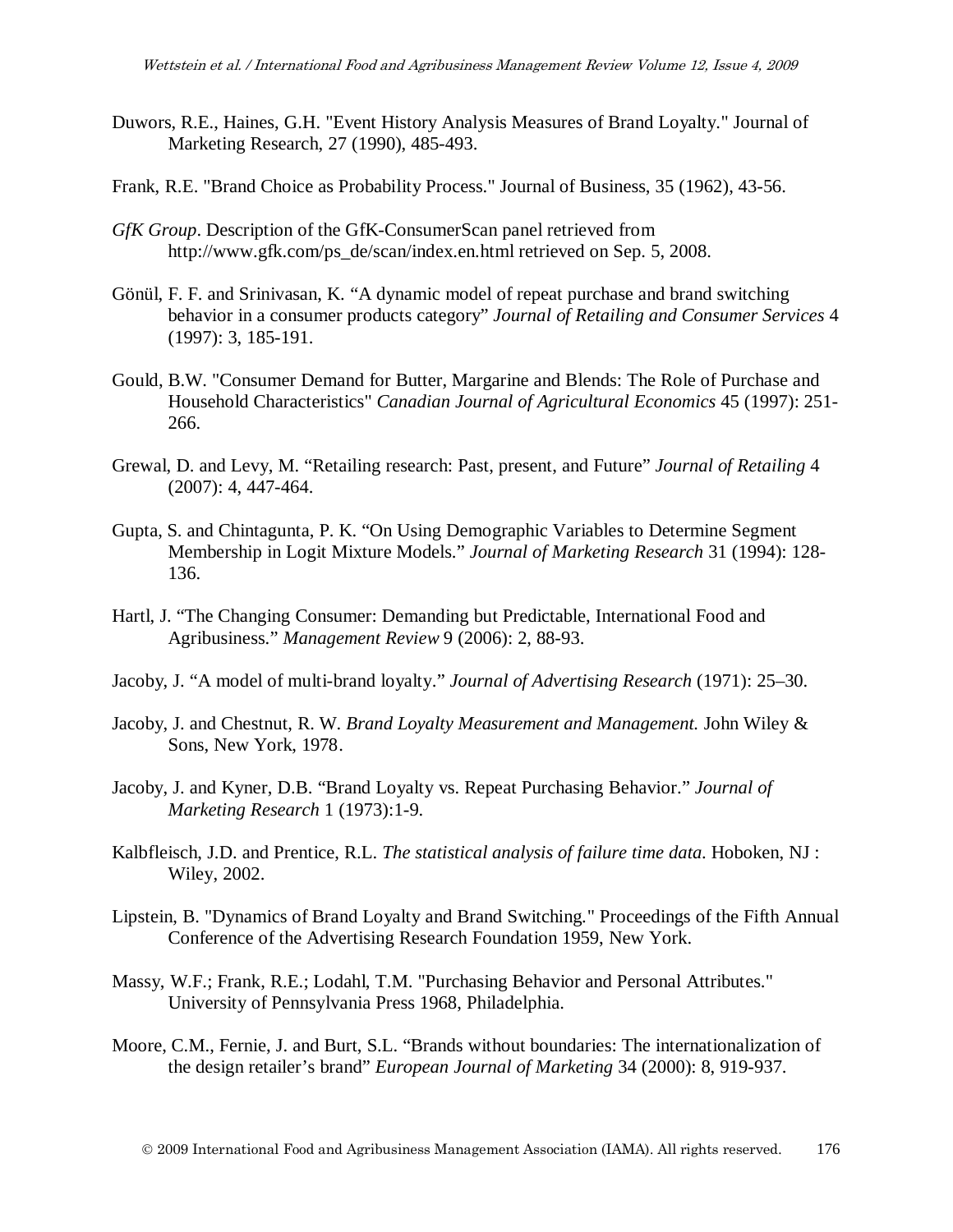Duwors, R.E., Haines, G.H. "Event History Analysis Measures of Brand Loyalty." Journal of Marketing Research, 27 (1990), 485-493.

Frank, R.E. "Brand Choice as Probability Process." Journal of Business, 35 (1962), 43-56.

*GfK Group*. Description of the GfK-ConsumerScan panel retrieved from http://www.gfk.com/ps_de/scan/index.en.html retrieved on Sep. 5, 2008.

Gönül, F. F. and Srinivasan, K. "A dynamic model of repeat purchase and brand switching behavior in a consumer products category" *Journal of Retailing and Consumer Services* 4 (1997): 3, 185-191.

Gould, B.W. "Consumer Demand for Butter, Margarine and Blends: The Role of Purchase and Household Characteristics" *Canadian Journal of Agricultural Economics* 45 (1997): 251-266.

Grewal, D. and Levy, M. "Retailing research: Past, present, and Future" *Journal of Retailing* 4 (2007): 4, 447-464.

Gupta, S. and Chintagunta, P. K. "On Using Demographic Variables to Determine Segment Membership in Logit Mixture Models." *Journal of Marketing Research* 31 (1994): 128-136.

Hartl, J. "The Changing Consumer: Demanding but Predictable, International Food and Agribusiness." *Management Review* 9 (2006): 2, 88-93.

Jacoby, J. "A model of multi-brand loyalty." *Journal of Advertising Research* (1971): 25–30.

Jacoby, J. and Chestnut, R. W. *Brand Loyalty Measurement and Management.* John Wiley & Sons, New York, 1978.

Jacoby, J. and Kyner, D.B. "Brand Loyalty vs. Repeat Purchasing Behavior." *Journal of Marketing Research* 1 (1973):1-9.

Kalbfleisch, J.D. and Prentice, R.L. *The statistical analysis of failure time data*. Hoboken, NJ : Wiley, 2002.

Lipstein, B. "Dynamics of Brand Loyalty and Brand Switching." Proceedings of the Fifth Annual Conference of the Advertising Research Foundation 1959, New York.

Massy, W.F.; Frank, R.E.; Lodahl, T.M. "Purchasing Behavior and Personal Attributes." University of Pennsylvania Press 1968, Philadelphia.

Moore, C.M., Fernie, J. and Burt, S.L. "Brands without boundaries: The internationalization of the design retailer's brand" *European Journal of Marketing* 34 (2000): 8, 919-937.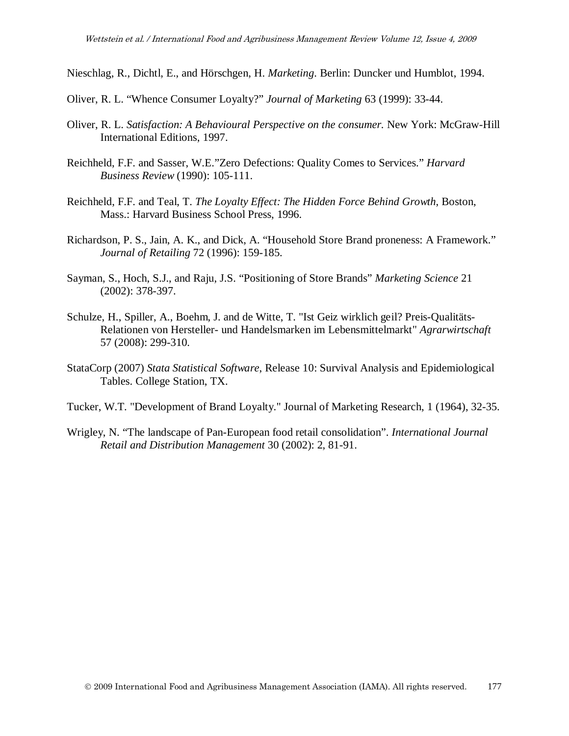Nieschlag, R., Dichtl, E., and Hörschgen, H. *Marketing*. Berlin: Duncker und Humblot, 1994.

Oliver, R. L. "Whence Consumer Loyalty?" *Journal of Marketing* 63 (1999): 33-44.

Oliver, R. L. *Satisfaction: A Behavioural Perspective on the consumer.* New York: McGraw-Hill International Editions, 1997.

Reichheld, F.F. and Sasser, W.E."Zero Defections: Quality Comes to Services." *Harvard Business Review* (1990): 105-111.

Reichheld, F.F. and Teal, T. *The Loyalty Effect: The Hidden Force Behind Growth*, Boston, Mass.: Harvard Business School Press, 1996.

Richardson, P. S., Jain, A. K., and Dick, A. "Household Store Brand proneness: A Framework." *Journal of Retailing* 72 (1996): 159-185.

Sayman, S., Hoch, S.J., and Raju, J.S. "Positioning of Store Brands" *Marketing Science* 21 (2002): 378-397.

Schulze, H., Spiller, A., Boehm, J. and de Witte, T. "Ist Geiz wirklich geil? Preis-Qualitäts-Relationen von Hersteller- und Handelsmarken im Lebensmittelmarkt" *Agrarwirtschaft* 57 (2008): 299-310.

StataCorp (2007) *Stata Statistical Software*, Release 10: Survival Analysis and Epidemiological Tables. College Station, TX.

Tucker, W.T. "Development of Brand Loyalty." Journal of Marketing Research, 1 (1964), 32-35.

Wrigley, N. "The landscape of Pan-European food retail consolidation". *International Journal Retail and Distribution Management* 30 (2002): 2, 81-91.